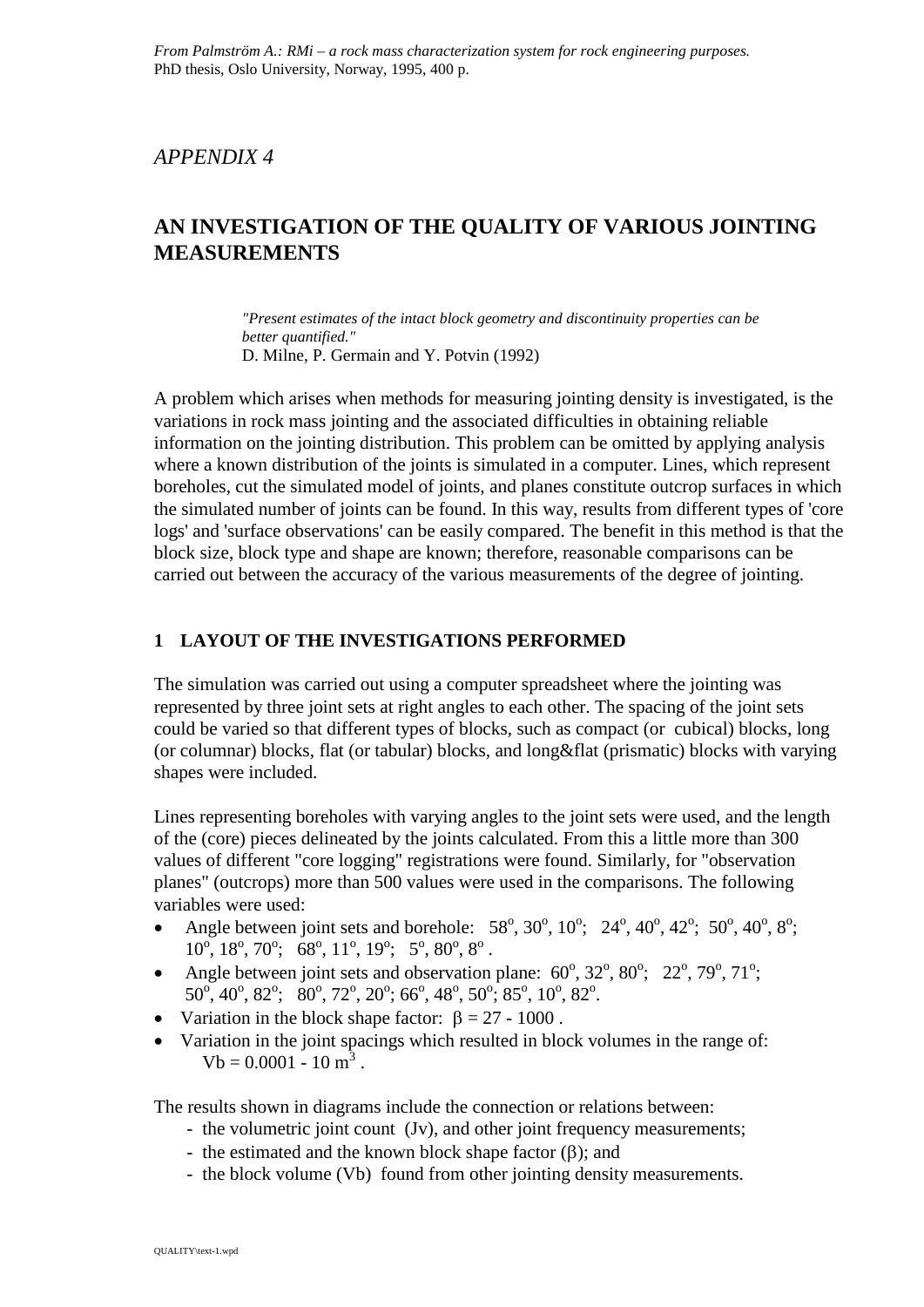*From Palmström A.: RMi – a rock mass characterization system for rock engineering purposes.*
PhD thesis, Oslo University, Norway, 1995, 400 p.

*APPENDIX 4*

# AN INVESTIGATION OF THE QUALITY OF VARIOUS JOINTING MEASUREMENTS

> *"Present estimates of the intact block geometry and discontinuity properties can be better quantified."*
> D. Milne, P. Germain and Y. Potvin (1992)

A problem which arises when methods for measuring jointing density is investigated, is the variations in rock mass jointing and the associated difficulties in obtaining reliable information on the jointing distribution. This problem can be omitted by applying analysis where a known distribution of the joints is simulated in a computer. Lines, which represent boreholes, cut the simulated model of joints, and planes constitute outcrop surfaces in which the simulated number of joints can be found. In this way, results from different types of 'core logs' and 'surface observations' can be easily compared. The benefit in this method is that the block size, block type and shape are known; therefore, reasonable comparisons can be carried out between the accuracy of the various measurements of the degree of jointing.

## 1 LAYOUT OF THE INVESTIGATIONS PERFORMED

The simulation was carried out using a computer spreadsheet where the jointing was represented by three joint sets at right angles to each other. The spacing of the joint sets could be varied so that different types of blocks, such as compact (or cubical) blocks, long (or columnar) blocks, flat (or tabular) blocks, and long&flat (prismatic) blocks with varying shapes were included.

Lines representing boreholes with varying angles to the joint sets were used, and the length of the (core) pieces delineated by the joints calculated. From this a little more than 300 values of different "core logging" registrations were found. Similarly, for "observation planes" (outcrops) more than 500 values were used in the comparisons. The following variables were used:

- Angle between joint sets and borehole: $58^o$, $30^o$, $10^o$; $24^o$, $40^o$, $42^o$; $50^o$, $40^o$, $8^o$; $10^o$, $18^o$, $70^o$; $68^o$, $11^o$, $19^o$; $5^o$, $80^o$, $8^o$ .
- Angle between joint sets and observation plane: $60^o$, $32^o$, $80^o$; $22^o$, $79^o$, $71^o$; $50^o$, $40^o$, $82^o$; $80^o$, $72^o$, $20^o$; $66^o$, $48^o$, $50^o$; $85^o$, $10^o$, $82^o$.
- Variation in the block shape factor: $\beta$ = 27 - 1000 .
- Variation in the joint spacings which resulted in block volumes in the range of: Vb = 0.0001 - 10 $m^3$ .

The results shown in diagrams include the connection or relations between:

- the volumetric joint count (Jv), and other joint frequency measurements;
- the estimated and the known block shape factor ($\beta$); and
- the block volume (Vb) found from other jointing density measurements.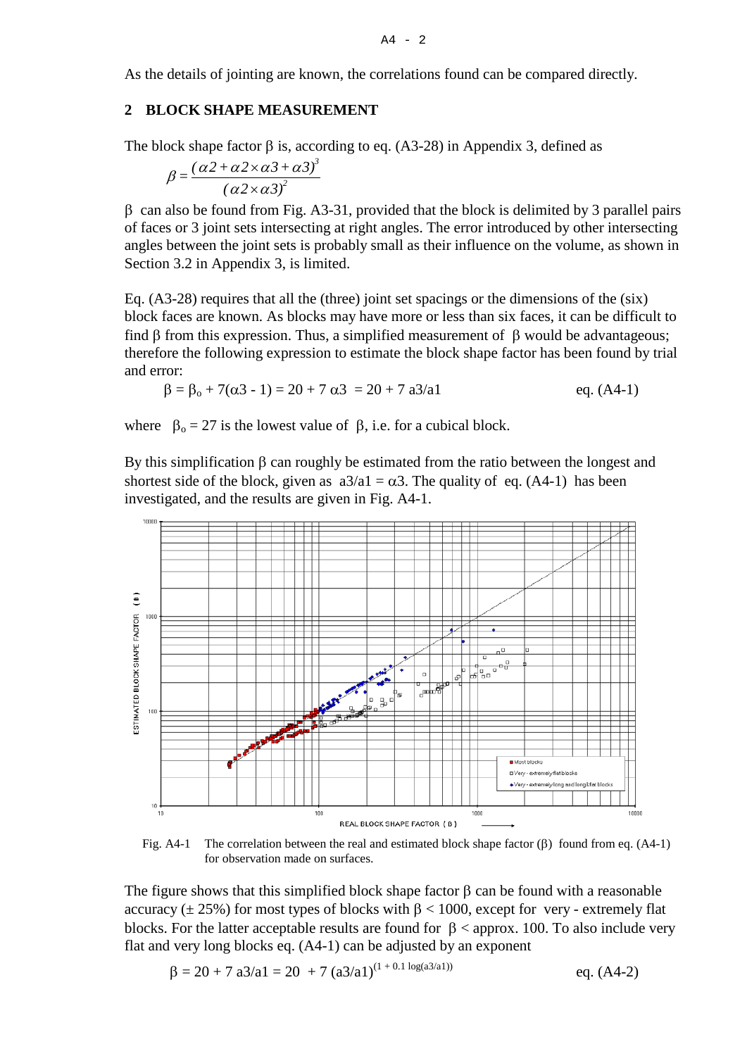As the details of jointing are known, the correlations found can be compared directly.

## 2 BLOCK SHAPE MEASUREMENT

The block shape factor β is, according to eq. (A3-28) in Appendix 3, defined as

$$\beta = \frac{(\alpha 2 + \alpha 2 \times \alpha 3 + \alpha 3)^3}{(\alpha 2 \times \alpha 3)^2}$$

β can also be found from Fig. A3-31, provided that the block is delimited by 3 parallel pairs of faces or 3 joint sets intersecting at right angles. The error introduced by other intersecting angles between the joint sets is probably small as their influence on the volume, as shown in Section 3.2 in Appendix 3, is limited.

Eq. (A3-28) requires that all the (three) joint set spacings or the dimensions of the (six) block faces are known. As blocks may have more or less than six faces, it can be difficult to find β from this expression. Thus, a simplified measurement of β would be advantageous; therefore the following expression to estimate the block shape factor has been found by trial and error:

$$\beta = \beta_o + 7(\alpha 3 - 1) = 20 + 7\,\alpha 3 = 20 + 7\,a3/a1 \qquad \text{eq. (A4-1)}$$

where $\beta_o = 27$ is the lowest value of β, i.e. for a cubical block.

By this simplification β can roughly be estimated from the ratio between the longest and shortest side of the block, given as $a3/a1 = \alpha 3$. The quality of eq. (A4-1) has been investigated, and the results are given in Fig. A4-1.

Fig. A4-1 The correlation between the real and estimated block shape factor (β) found from eq. (A4-1) for observation made on surfaces.

The figure shows that this simplified block shape factor β can be found with a reasonable accuracy (± 25%) for most types of blocks with β < 1000, except for very - extremely flat blocks. For the latter acceptable results are found for β < approx. 100. To also include very flat and very long blocks eq. (A4-1) can be adjusted by an exponent

$$\beta = 20 + 7\,a3/a1 = 20 + 7\,(a3/a1)^{(1 + 0.1\log(a3/a1))} \qquad \text{eq. (A4-2)}$$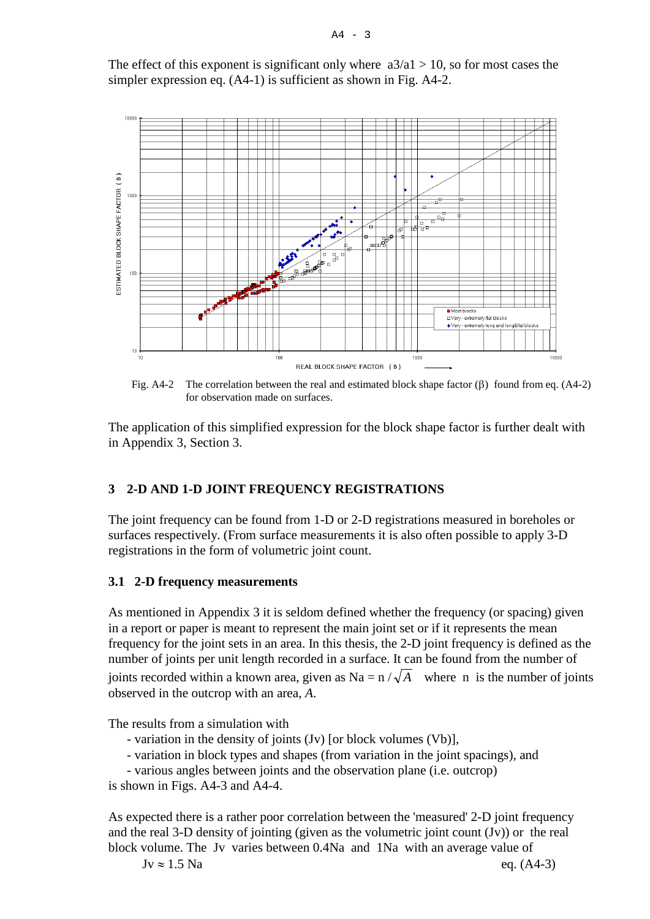The effect of this exponent is significant only where $a3/a1 > 10$, so for most cases the simpler expression eq. (A4-1) is sufficient as shown in Fig. A4-2.

Fig. A4-2 The correlation between the real and estimated block shape factor ($\beta$) found from eq. (A4-2) for observation made on surfaces.

The application of this simplified expression for the block shape factor is further dealt with in Appendix 3, Section 3.

## 3 2-D AND 1-D JOINT FREQUENCY REGISTRATIONS

The joint frequency can be found from 1-D or 2-D registrations measured in boreholes or surfaces respectively. (From surface measurements it is also often possible to apply 3-D registrations in the form of volumetric joint count.

### 3.1 2-D frequency measurements

As mentioned in Appendix 3 it is seldom defined whether the frequency (or spacing) given in a report or paper is meant to represent the main joint set or if it represents the mean frequency for the joint sets in an area. In this thesis, the 2-D joint frequency is defined as the number of joints per unit length recorded in a surface. It can be found from the number of joints recorded within a known area, given as $Na = n / \sqrt{A}$ where n is the number of joints observed in the outcrop with an area, *A*.

The results from a simulation with

- variation in the density of joints (Jv) [or block volumes (Vb)],
- variation in block types and shapes (from variation in the joint spacings), and
- various angles between joints and the observation plane (i.e. outcrop)

is shown in Figs. A4-3 and A4-4.

As expected there is a rather poor correlation between the 'measured' 2-D joint frequency and the real 3-D density of jointing (given as the volumetric joint count (Jv)) or the real block volume. The Jv varies between 0.4Na and 1Na with an average value of

$$Jv \approx 1.5\ Na \qquad \text{eq. (A4-3)}$$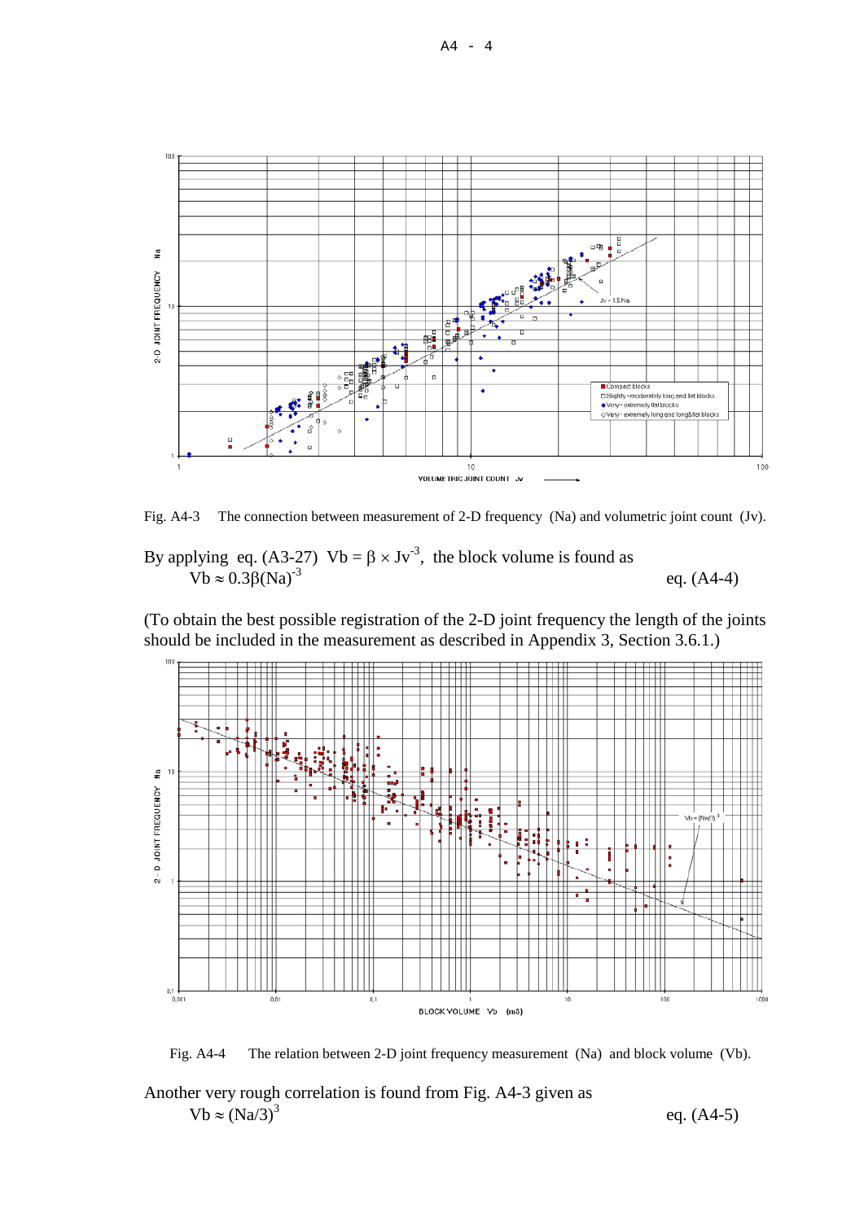Fig. A4-3 The connection between measurement of 2-D frequency (Na) and volumetric joint count (Jv).

By applying eq. (A3-27) $Vb = \beta \times Jv^{-3}$, the block volume is found as

$$Vb \approx 0.3\beta(Na)^{-3} \qquad \text{eq. (A4-4)}$$

(To obtain the best possible registration of the 2-D joint frequency the length of the joints should be included in the measurement as described in Appendix 3, Section 3.6.1.)

Fig. A4-4 The relation between 2-D joint frequency measurement (Na) and block volume (Vb).

Another very rough correlation is found from Fig. A4-3 given as

$$Vb \approx (Na/3)^3 \qquad \text{eq. (A4-5)}$$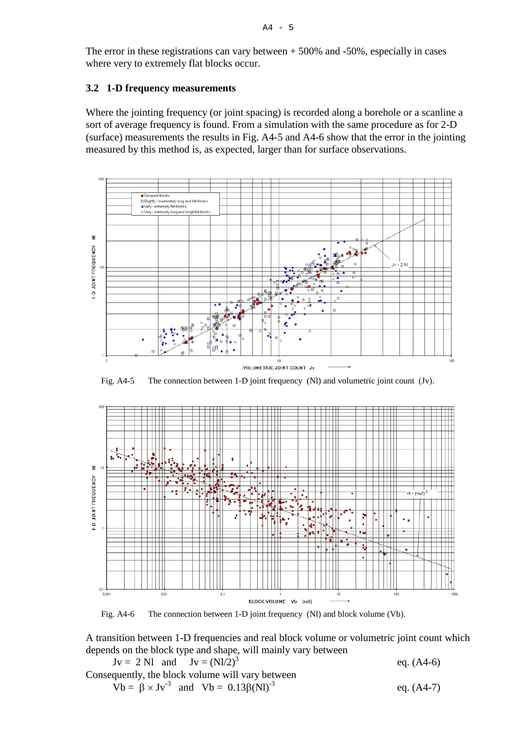The error in these registrations can vary between + 500% and -50%, especially in cases where very to extremely flat blocks occur.

### 3.2 1-D frequency measurements

Where the jointing frequency (or joint spacing) is recorded along a borehole or a scanline a sort of average frequency is found. From a simulation with the same procedure as for 2-D (surface) measurements the results in Fig. A4-5 and A4-6 show that the error in the jointing measured by this method is, as expected, larger than for surface observations.

Fig. A4-5 The connection between 1-D joint frequency (Nl) and volumetric joint count (Jv).

Fig. A4-6 The connection between 1-D joint frequency (Nl) and block volume (Vb).

A transition between 1-D frequencies and real block volume or volumetric joint count which depends on the block type and shape, will mainly vary between

$$Jv = 2\,Nl \quad \text{and} \quad Jv = (Nl/2)^3 \qquad \text{eq. (A4-6)}$$

Consequently, the block volume will vary between

$$Vb = \beta \times Jv^{-3} \quad \text{and} \quad Vb = 0.13\beta(Nl)^{-3} \qquad \text{eq. (A4-7)}$$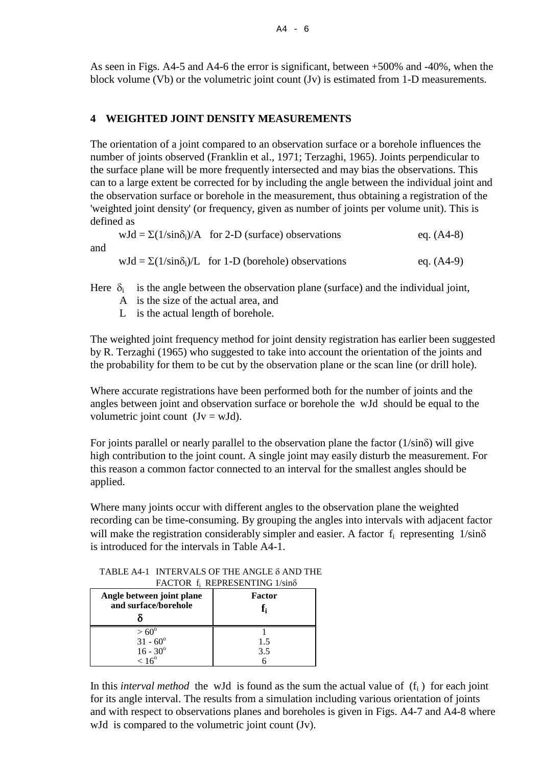As seen in Figs. A4-5 and A4-6 the error is significant, between +500% and -40%, when the block volume (Vb) or the volumetric joint count (Jv) is estimated from 1-D measurements.

## 4 WEIGHTED JOINT DENSITY MEASUREMENTS

The orientation of a joint compared to an observation surface or a borehole influences the number of joints observed (Franklin et al., 1971; Terzaghi, 1965). Joints perpendicular to the surface plane will be more frequently intersected and may bias the observations. This can to a large extent be corrected for by including the angle between the individual joint and the observation surface or borehole in the measurement, thus obtaining a registration of the 'weighted joint density' (or frequency, given as number of joints per volume unit). This is defined as

$$wJd = \Sigma(1/\sin\delta_i)/A \quad \text{for 2-D (surface) observations} \qquad \text{eq. (A4-8)}$$

and

$$wJd = \Sigma(1/\sin\delta_i)/L \quad \text{for 1-D (borehole) observations} \qquad \text{eq. (A4-9)}$$

Here $\delta_i$ is the angle between the observation plane (surface) and the individual joint,
A is the size of the actual area, and
L is the actual length of borehole.

The weighted joint frequency method for joint density registration has earlier been suggested by R. Terzaghi (1965) who suggested to take into account the orientation of the joints and the probability for them to be cut by the observation plane or the scan line (or drill hole).

Where accurate registrations have been performed both for the number of joints and the angles between joint and observation surface or borehole the wJd should be equal to the volumetric joint count (Jv = wJd).

For joints parallel or nearly parallel to the observation plane the factor ($1/\sin\delta$) will give high contribution to the joint count. A single joint may easily disturb the measurement. For this reason a common factor connected to an interval for the smallest angles should be applied.

Where many joints occur with different angles to the observation plane the weighted recording can be time-consuming. By grouping the angles into intervals with adjacent factor will make the registration considerably simpler and easier. A factor $f_i$ representing $1/\sin\delta$ is introduced for the intervals in Table A4-1.

TABLE A4-1 INTERVALS OF THE ANGLE $\delta$ AND THE FACTOR $f_i$ REPRESENTING $1/\sin\delta$

| Angle between joint plane and surface/borehole $\delta$ | Factor $f_i$ |
|---|---|
| > 60° | 1 |
| 31 - 60° | 1.5 |
| 16 - 30° | 3.5 |
| < 16° | 6 |

In this *interval method* the wJd is found as the sum the actual value of ($f_i$) for each joint for its angle interval. The results from a simulation including various orientation of joints and with respect to observations planes and boreholes is given in Figs. A4-7 and A4-8 where wJd is compared to the volumetric joint count (Jv).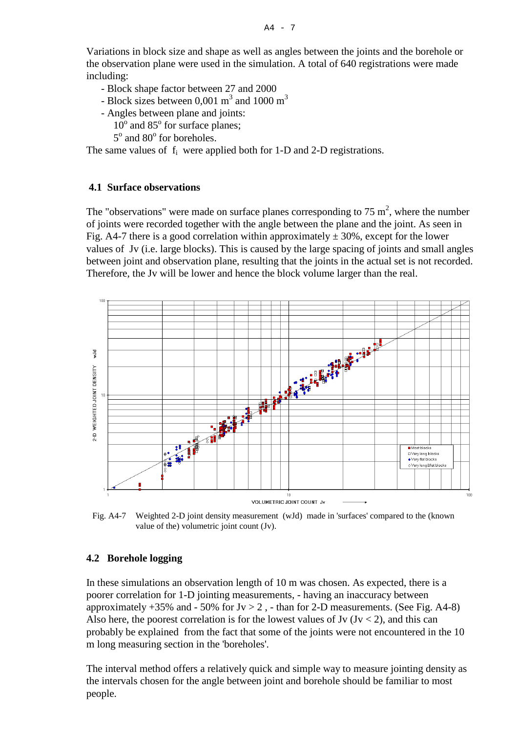Variations in block size and shape as well as angles between the joints and the borehole or the observation plane were used in the simulation. A total of 640 registrations were made including:

- Block shape factor between 27 and 2000
- Block sizes between 0,001 $m^3$ and 1000 $m^3$
- Angles between plane and joints:
  $10^o$ and $85^o$ for surface planes;
  $5^o$ and $80^o$ for boreholes.

The same values of $f_i$ were applied both for 1-D and 2-D registrations.

## 4.1 Surface observations

The "observations" were made on surface planes corresponding to 75 $m^2$, where the number of joints were recorded together with the angle between the plane and the joint. As seen in Fig. A4-7 there is a good correlation within approximately ± 30%, except for the lower values of Jv (i.e. large blocks). This is caused by the large spacing of joints and small angles between joint and observation plane, resulting that the joints in the actual set is not recorded. Therefore, the Jv will be lower and hence the block volume larger than the real.

Fig. A4-7 Weighted 2-D joint density measurement (wJd) made in 'surfaces' compared to the (known value of the) volumetric joint count (Jv).

## 4.2 Borehole logging

In these simulations an observation length of 10 m was chosen. As expected, there is a poorer correlation for 1-D jointing measurements, - having an inaccuracy between approximately +35% and - 50% for Jv > 2 , - than for 2-D measurements. (See Fig. A4-8) Also here, the poorest correlation is for the lowest values of Jv (Jv < 2), and this can probably be explained from the fact that some of the joints were not encountered in the 10 m long measuring section in the 'boreholes'.

The interval method offers a relatively quick and simple way to measure jointing density as the intervals chosen for the angle between joint and borehole should be familiar to most people.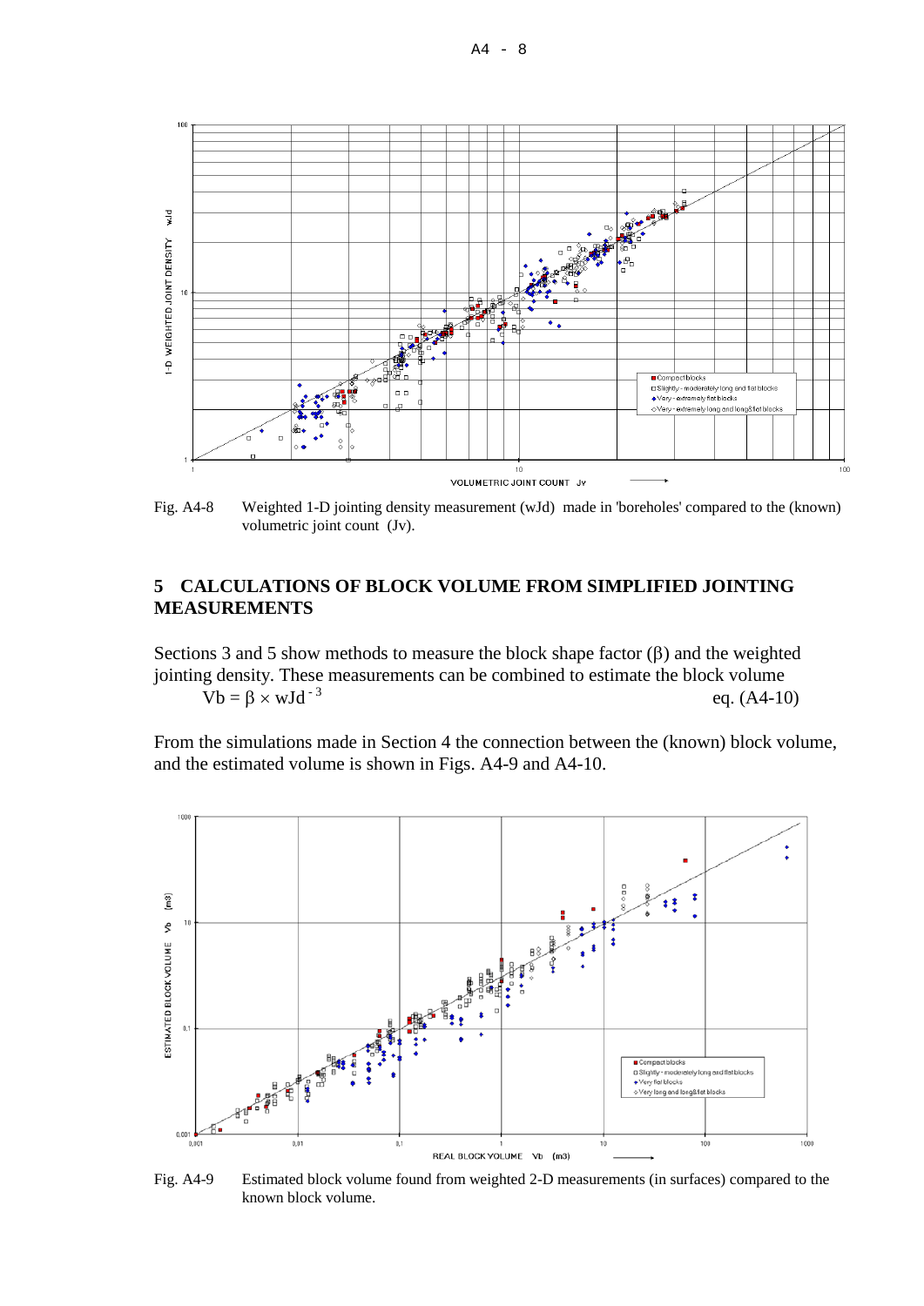Fig. A4-8 Weighted 1-D jointing density measurement (wJd) made in 'boreholes' compared to the (known) volumetric joint count (Jv).

## 5 CALCULATIONS OF BLOCK VOLUME FROM SIMPLIFIED JOINTING MEASUREMENTS

Sections 3 and 5 show methods to measure the block shape factor ($\beta$) and the weighted jointing density. These measurements can be combined to estimate the block volume

$$Vb = \beta \times wJd^{-3} \qquad \text{eq. (A4-10)}$$

From the simulations made in Section 4 the connection between the (known) block volume, and the estimated volume is shown in Figs. A4-9 and A4-10.

Fig. A4-9 Estimated block volume found from weighted 2-D measurements (in surfaces) compared to the known block volume.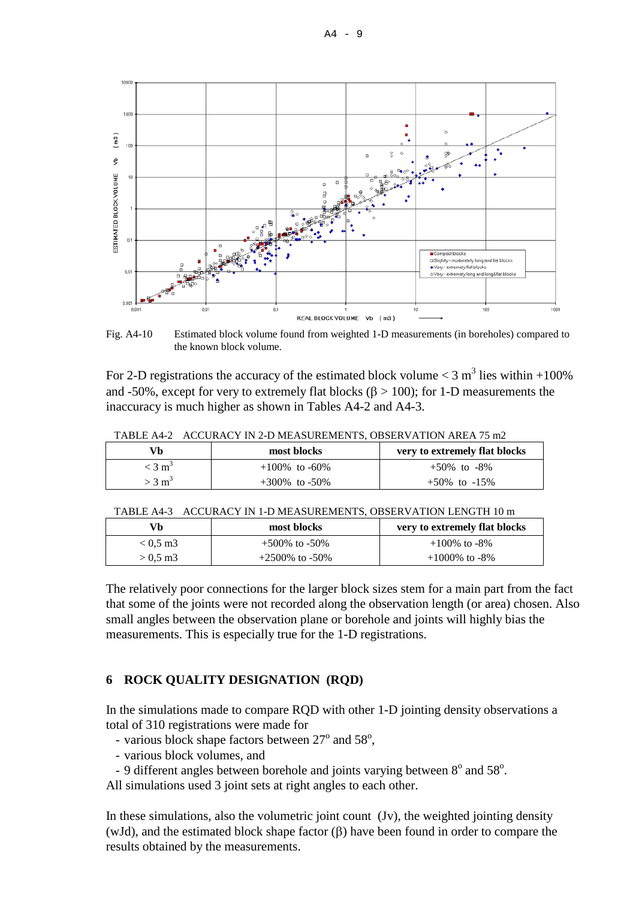Fig. A4-10 Estimated block volume found from weighted 1-D measurements (in boreholes) compared to the known block volume.

For 2-D registrations the accuracy of the estimated block volume < 3 $m^3$ lies within +100% and -50%, except for very to extremely flat blocks (β > 100); for 1-D measurements the inaccuracy is much higher as shown in Tables A4-2 and A4-3.

TABLE A4-2 ACCURACY IN 2-D MEASUREMENTS, OBSERVATION AREA 75 m2

| Vb | most blocks | very to extremely flat blocks |
|---|---|---|
| < 3 $m^3$ | +100% to -60% | +50% to -8% |
| > 3 $m^3$ | +300% to -50% | +50% to -15% |

TABLE A4-3 ACCURACY IN 1-D MEASUREMENTS, OBSERVATION LENGTH 10 m

| Vb | most blocks | very to extremely flat blocks |
|---|---|---|
| < 0,5 m3 | +500% to -50% | +100% to -8% |
| > 0,5 m3 | +2500% to -50% | +1000% to -8% |

The relatively poor connections for the larger block sizes stem for a main part from the fact that some of the joints were not recorded along the observation length (or area) chosen. Also small angles between the observation plane or borehole and joints will highly bias the measurements. This is especially true for the 1-D registrations.

## 6 ROCK QUALITY DESIGNATION (RQD)

In the simulations made to compare RQD with other 1-D jointing density observations a total of 310 registrations were made for

- various block shape factors between 27° and 58°,
- various block volumes, and
- 9 different angles between borehole and joints varying between 8° and 58°.

All simulations used 3 joint sets at right angles to each other.

In these simulations, also the volumetric joint count (Jv), the weighted jointing density (wJd), and the estimated block shape factor (β) have been found in order to compare the results obtained by the measurements.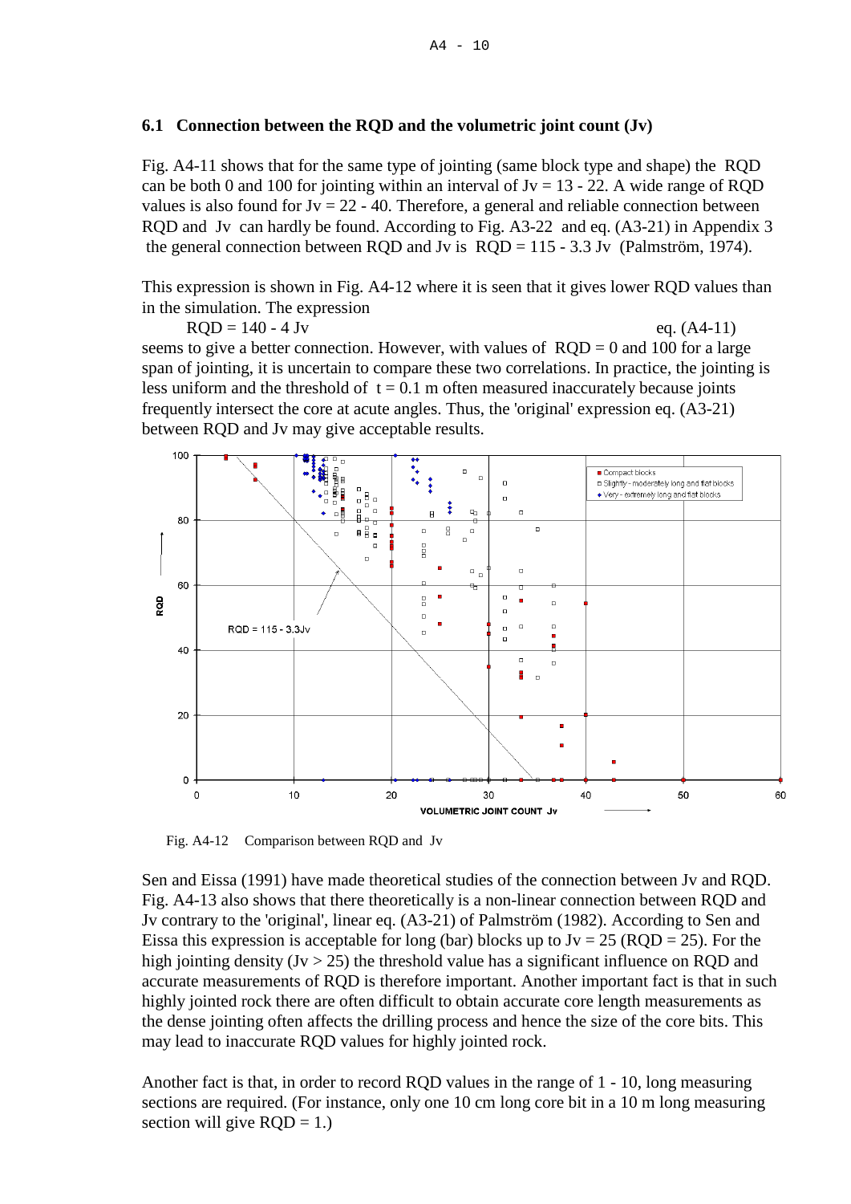## 6.1 Connection between the RQD and the volumetric joint count (Jv)

Fig. A4-11 shows that for the same type of jointing (same block type and shape) the RQD can be both 0 and 100 for jointing within an interval of Jv = 13 - 22. A wide range of RQD values is also found for Jv = 22 - 40. Therefore, a general and reliable connection between RQD and Jv can hardly be found. According to Fig. A3-22 and eq. (A3-21) in Appendix 3 the general connection between RQD and Jv is RQD = 115 - 3.3 Jv (Palmström, 1974).

This expression is shown in Fig. A4-12 where it is seen that it gives lower RQD values than in the simulation. The expression

$$RQD = 140 - 4\ Jv \qquad \text{eq. (A4-11)}$$

seems to give a better connection. However, with values of RQD = 0 and 100 for a large span of jointing, it is uncertain to compare these two correlations. In practice, the jointing is less uniform and the threshold of t = 0.1 m often measured inaccurately because joints frequently intersect the core at acute angles. Thus, the 'original' expression eq. (A3-21) between RQD and Jv may give acceptable results.

Fig. A4-12 Comparison between RQD and Jv

Sen and Eissa (1991) have made theoretical studies of the connection between Jv and RQD. Fig. A4-13 also shows that there theoretically is a non-linear connection between RQD and Jv contrary to the 'original', linear eq. (A3-21) of Palmström (1982). According to Sen and Eissa this expression is acceptable for long (bar) blocks up to Jv = 25 (RQD = 25). For the high jointing density (Jv > 25) the threshold value has a significant influence on RQD and accurate measurements of RQD is therefore important. Another important fact is that in such highly jointed rock there are often difficult to obtain accurate core length measurements as the dense jointing often affects the drilling process and hence the size of the core bits. This may lead to inaccurate RQD values for highly jointed rock.

Another fact is that, in order to record RQD values in the range of 1 - 10, long measuring sections are required. (For instance, only one 10 cm long core bit in a 10 m long measuring section will give RQD = 1.)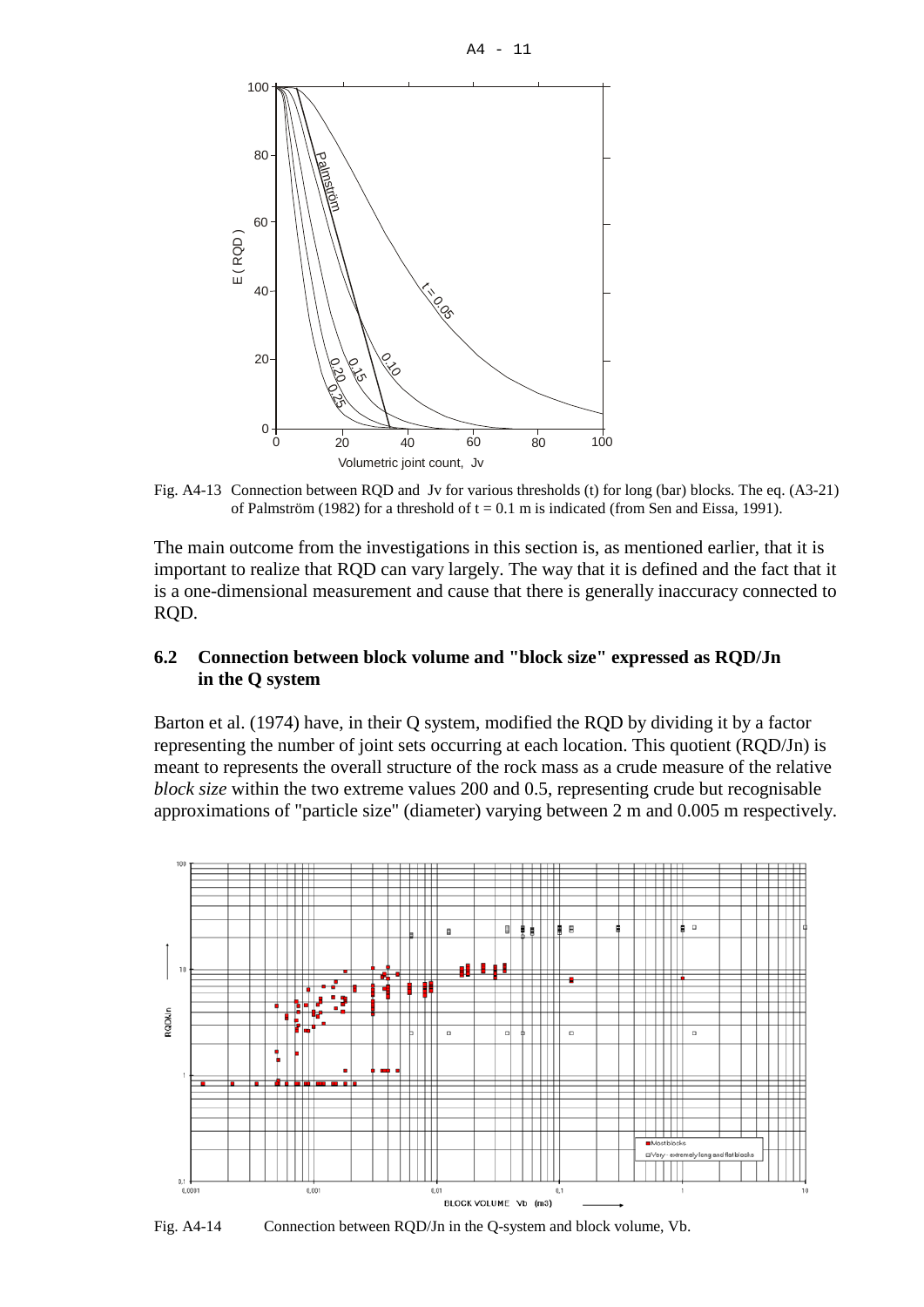Fig. A4-13 Connection between RQD and Jv for various thresholds (t) for long (bar) blocks. The eq. (A3-21) of Palmström (1982) for a threshold of t = 0.1 m is indicated (from Sen and Eissa, 1991).

The main outcome from the investigations in this section is, as mentioned earlier, that it is important to realize that RQD can vary largely. The way that it is defined and the fact that it is a one-dimensional measurement and cause that there is generally inaccuracy connected to RQD.

## 6.2 Connection between block volume and "block size" expressed as RQD/Jn in the Q system

Barton et al. (1974) have, in their Q system, modified the RQD by dividing it by a factor representing the number of joint sets occurring at each location. This quotient (RQD/Jn) is meant to represents the overall structure of the rock mass as a crude measure of the relative *block size* within the two extreme values 200 and 0.5, representing crude but recognisable approximations of "particle size" (diameter) varying between 2 m and 0.005 m respectively.

Fig. A4-14 Connection between RQD/Jn in the Q-system and block volume, Vb.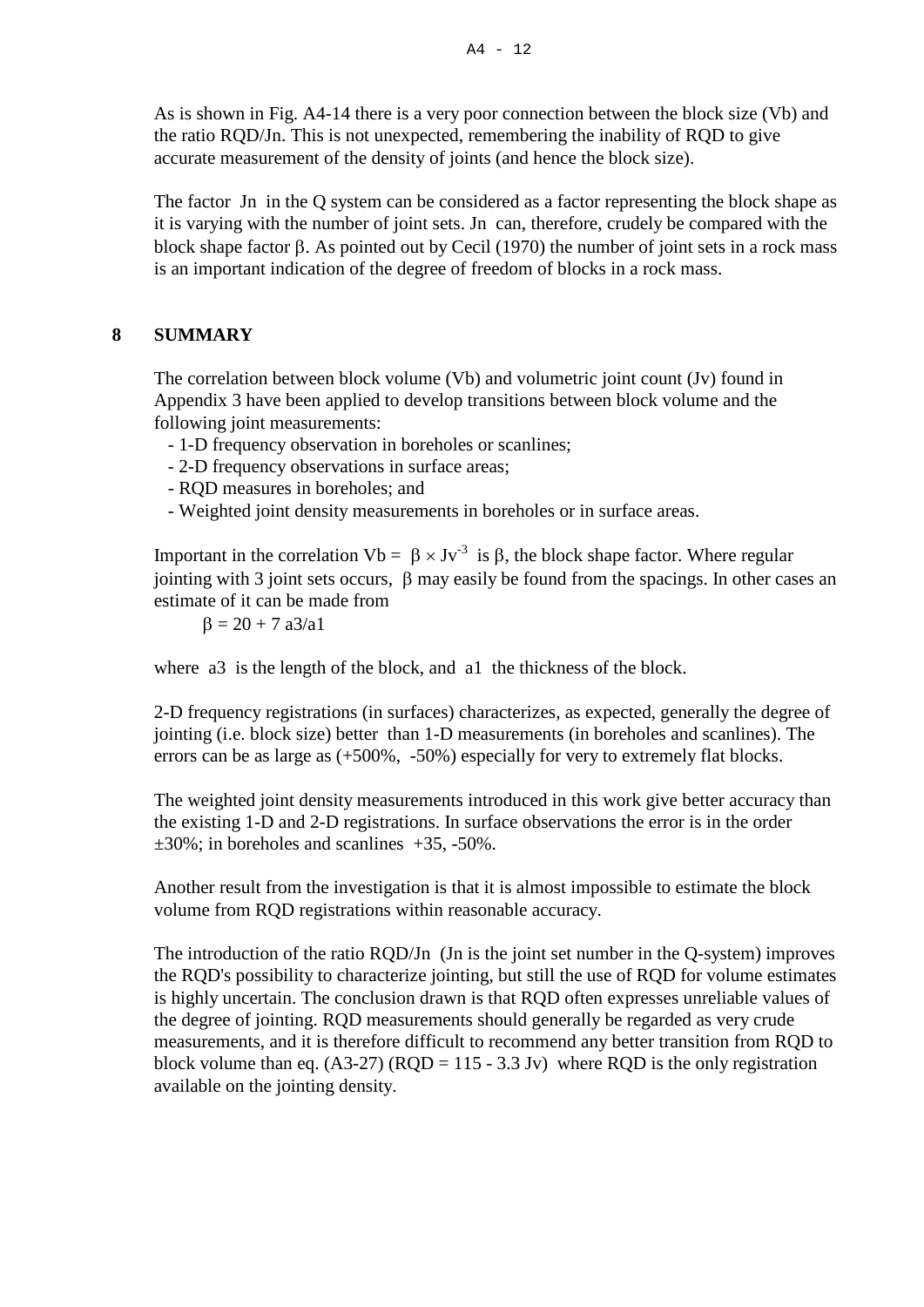As is shown in Fig. A4-14 there is a very poor connection between the block size (Vb) and the ratio RQD/Jn. This is not unexpected, remembering the inability of RQD to give accurate measurement of the density of joints (and hence the block size).

The factor Jn in the Q system can be considered as a factor representing the block shape as it is varying with the number of joint sets. Jn can, therefore, crudely be compared with the block shape factor $\beta$. As pointed out by Cecil (1970) the number of joint sets in a rock mass is an important indication of the degree of freedom of blocks in a rock mass.

## 8 SUMMARY

The correlation between block volume (Vb) and volumetric joint count (Jv) found in Appendix 3 have been applied to develop transitions between block volume and the following joint measurements:

- 1-D frequency observation in boreholes or scanlines;
- 2-D frequency observations in surface areas;
- RQD measures in boreholes; and
- Weighted joint density measurements in boreholes or in surface areas.

Important in the correlation $Vb = \beta \times Jv^{-3}$ is $\beta$, the block shape factor. Where regular jointing with 3 joint sets occurs, $\beta$ may easily be found from the spacings. In other cases an estimate of it can be made from

$$\beta = 20 + 7\ a3/a1$$

where a3 is the length of the block, and a1 the thickness of the block.

2-D frequency registrations (in surfaces) characterizes, as expected, generally the degree of jointing (i.e. block size) better than 1-D measurements (in boreholes and scanlines). The errors can be as large as (+500%, -50%) especially for very to extremely flat blocks.

The weighted joint density measurements introduced in this work give better accuracy than the existing 1-D and 2-D registrations. In surface observations the error is in the order ±30%; in boreholes and scanlines +35, -50%.

Another result from the investigation is that it is almost impossible to estimate the block volume from RQD registrations within reasonable accuracy.

The introduction of the ratio RQD/Jn (Jn is the joint set number in the Q-system) improves the RQD's possibility to characterize jointing, but still the use of RQD for volume estimates is highly uncertain. The conclusion drawn is that RQD often expresses unreliable values of the degree of jointing. RQD measurements should generally be regarded as very crude measurements, and it is therefore difficult to recommend any better transition from RQD to block volume than eq. (A3-27) (RQD = 115 - 3.3 Jv) where RQD is the only registration available on the jointing density.